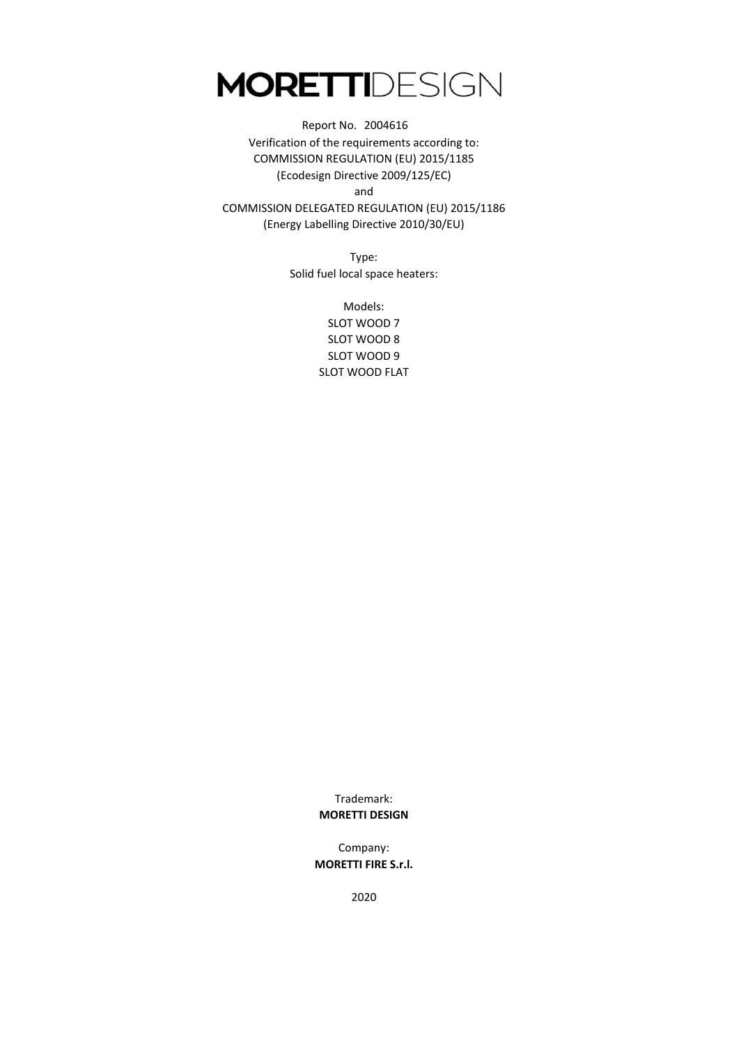# MORETTIDESIGN

Report No. 2004616

Verification of the requirements according to:

COMMISSION REGULATION (EU) 2015/1185

(Ecodesign Directive 2009/125/EC)

and

COMMISSION DELEGATED REGULATION (EU) 2015/1186

(Energy Labelling Directive 2010/30/EU)

Type:

Solid fuel local space heaters:

Models:

SLOT WOOD 7

SLOT WOOD 8

SLOT WOOD 9

SLOT WOOD FLAT

Trademark:

**MORETTI DESIGN**

Company:

**MORETTI FIRE S.r.l.**

2020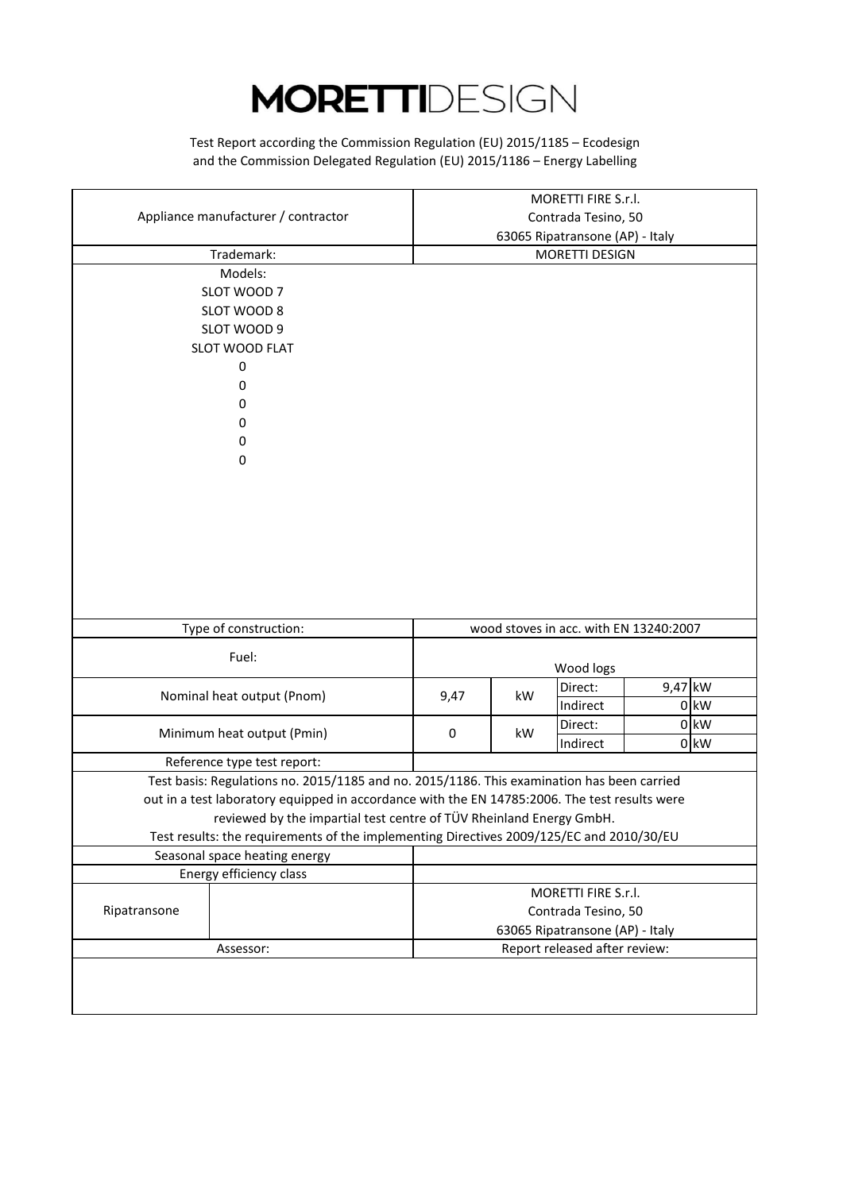# MORETTIDESIGN

Test Report according the Commission Regulation (EU) 2015/1185 – Ecodesign and the Commission Delegated Regulation (EU) 2015/1186 – Energy Labelling

| Appliance manufacturer / contractor | MORETTI FIRE S.r.l.<br>Contrada Tesino, 50<br>63065 Ripatransone (AP) - Italy | | | |
|---|---|---|---|---|
| Trademark: | MORETTI DESIGN | | | |
| Models:<br>SLOT WOOD 7<br>SLOT WOOD 8<br>SLOT WOOD 9<br>SLOT WOOD FLAT<br>0<br>0<br>0<br>0<br>0<br>0 | | | | |
| Type of construction: | wood stoves in acc. with EN 13240:2007 | | | |
| Fuel: | Wood logs | | | |
| Nominal heat output (Pnom) | 9,47 | kW | Direct: | 9,47 kW |
| | | | Indirect | 0 kW |
| Minimum heat output (Pmin) | 0 | kW | Direct: | 0 kW |
| | | | Indirect | 0 kW |
| Reference type test report: | | | | |
| Test basis: Regulations no. 2015/1185 and no. 2015/1186. This examination has been carried out in a test laboratory equipped in accordance with the EN 14785:2006. The test results were reviewed by the impartial test centre of TÜV Rheinland Energy GmbH.<br>Test results: the requirements of the implementing Directives 2009/125/EC and 2010/30/EU | | | | |
| Seasonal space heating energy | | | | |
| Energy efficiency class | | | | |
| Ripatransone | MORETTI FIRE S.r.l.<br>Contrada Tesino, 50<br>63065 Ripatransone (AP) - Italy | | | |
| Assessor: | Report released after review: | | | |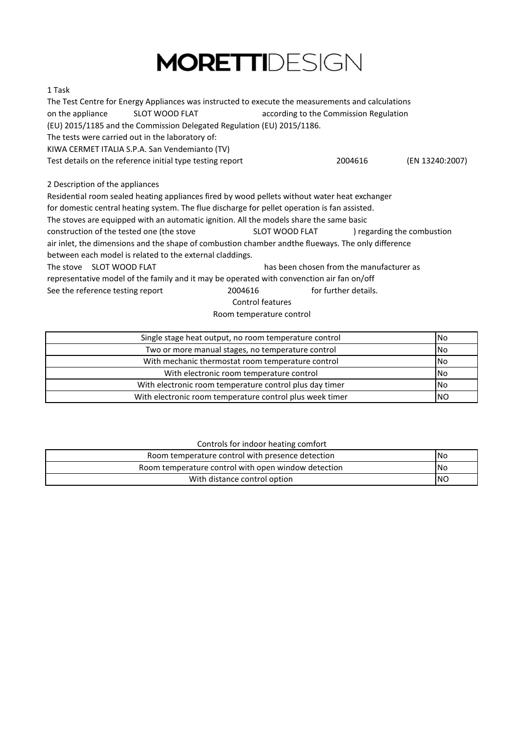# MORETTIDESIGN

## 1 Task

The Test Centre for Energy Appliances was instructed to execute the measurements and calculations on the appliance SLOT WOOD FLAT according to the Commission Regulation (EU) 2015/1185 and the Commission Delegated Regulation (EU) 2015/1186.

The tests were carried out in the laboratory of:

KIWA CERMET ITALIA S.P.A. San Vendemianto (TV)

Test details on the reference initial type testing report 2004616 (EN 13240:2007)

## 2 Description of the appliances

Residential room sealed heating appliances fired by wood pellets without water heat exchanger for domestic central heating system. The flue discharge for pellet operation is fan assisted. The stoves are equipped with an automatic ignition. All the models share the same basic construction of the tested one (the stove SLOT WOOD FLAT ) regarding the combustion air inlet, the dimensions and the shape of combustion chamber andthe flueways. The only difference between each model is related to the external claddings.

The stove SLOT WOOD FLAT has been chosen from the manufacturer as representative model of the family and it may be operated with convenction air fan on/off

See the reference testing report 2004616 for further details.

Control features

Room temperature control

| Room temperature control | |
|---|---|
| Single stage heat output, no room temperature control | No |
| Two or more manual stages, no temperature control | No |
| With mechanic thermostat room temperature control | No |
| With electronic room temperature control | No |
| With electronic room temperature control plus day timer | No |
| With electronic room temperature control plus week timer | NO |

Controls for indoor heating comfort

| Controls for indoor heating comfort | |
|---|---|
| Room temperature control with presence detection | No |
| Room temperature control with open window detection | No |
| With distance control option | NO |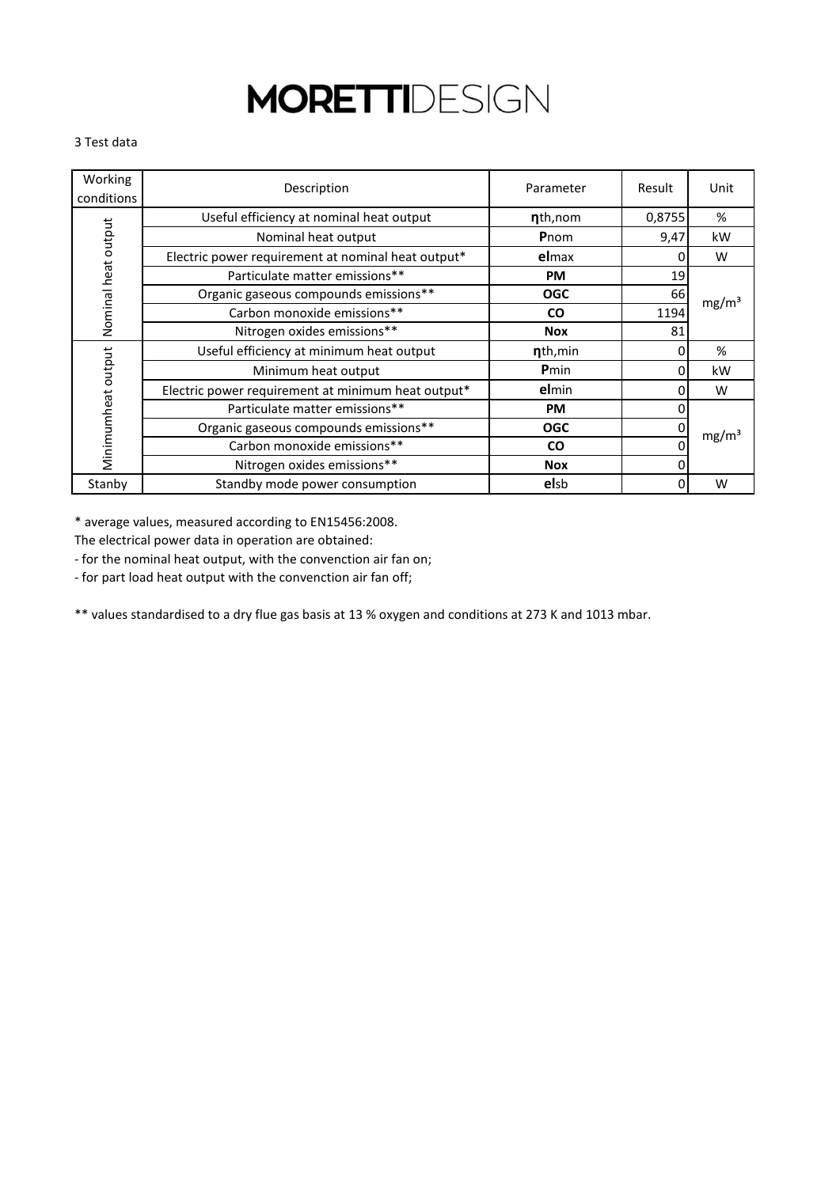# MORETTIDESIGN

3 Test data

| Working conditions | Description | Parameter | Result | Unit |
|---|---|---|---|---|
| Nominal heat output | Useful efficiency at nominal heat output | **η**th,nom | 0,8755 | % |
| | Nominal heat output | **P**nom | 9,47 | kW |
| | Electric power requirement at nominal heat output* | **el**max | 0 | W |
| | Particulate matter emissions** | **PM** | 19 | $mg/m^3$ |
| | Organic gaseous compounds emissions** | **OGC** | 66 | |
| | Carbon monoxide emissions** | **CO** | 1194 | |
| | Nitrogen oxides emissions** | **Nox** | 81 | |
| Minimumheat output | Useful efficiency at minimum heat output | **η**th,min | 0 | % |
| | Minimum heat output | **P**min | 0 | kW |
| | Electric power requirement at minimum heat output* | **el**min | 0 | W |
| | Particulate matter emissions** | **PM** | 0 | $mg/m^3$ |
| | Organic gaseous compounds emissions** | **OGC** | 0 | |
| | Carbon monoxide emissions** | **CO** | 0 | |
| | Nitrogen oxides emissions** | **Nox** | 0 | |
| Stanby | Standby mode power consumption | **el**sb | 0 | W |

* average values, measured according to EN15456:2008.

The electrical power data in operation are obtained:

- for the nominal heat output, with the convenction air fan on;
- for part load heat output with the convenction air fan off;

** values standardised to a dry flue gas basis at 13 % oxygen and conditions at 273 K and 1013 mbar.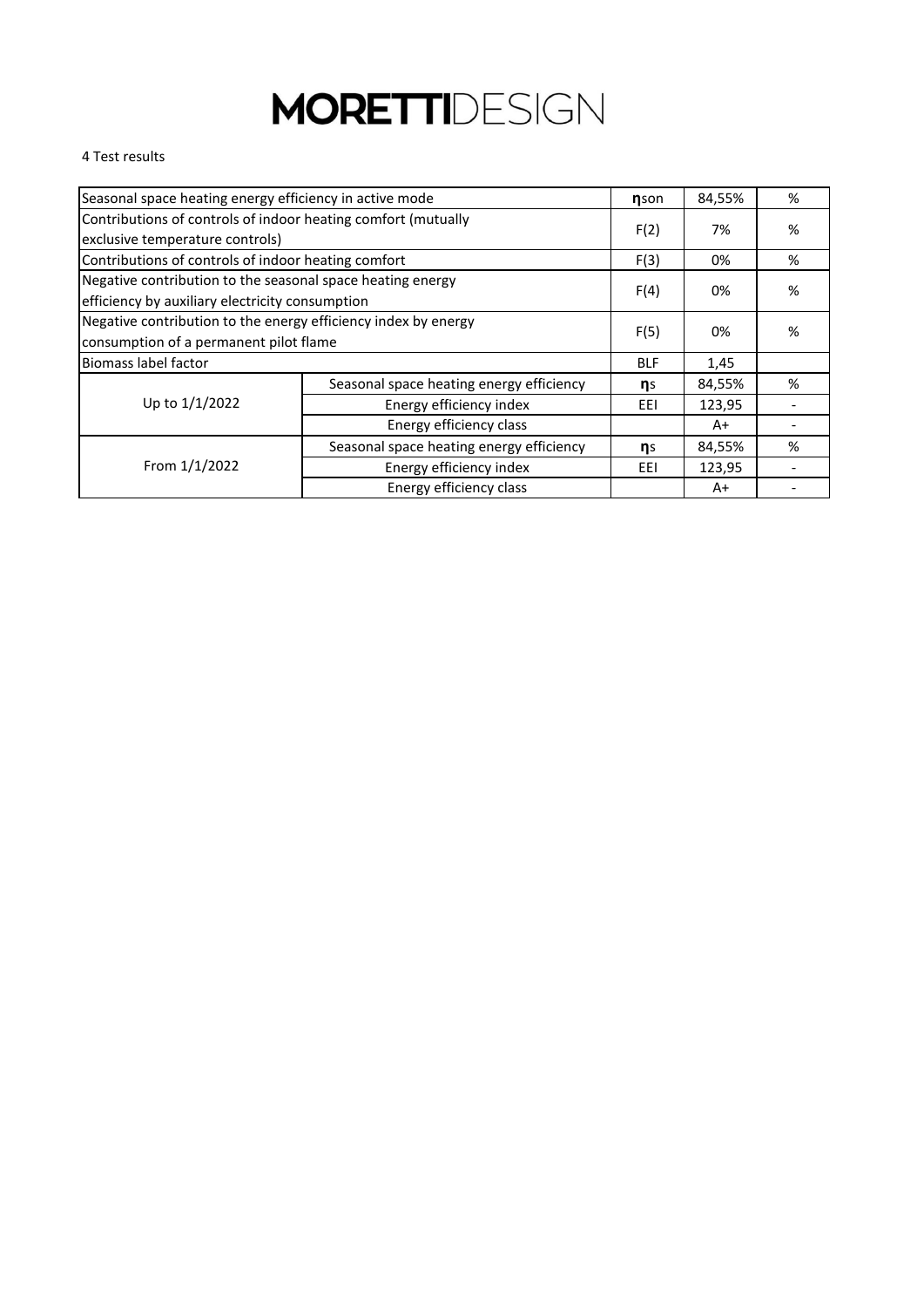**MORETTI**DESIGN

4 Test results

| | | | | |
|---|---|---|---|---|
| Seasonal space heating energy efficiency in active mode | | **η**son | 84,55% | % |
| Contributions of controls of indoor heating comfort (mutually exclusive temperature controls) | | F(2) | 7% | % |
| Contributions of controls of indoor heating comfort | | F(3) | 0% | % |
| Negative contribution to the seasonal space heating energy efficiency by auxiliary electricity consumption | | F(4) | 0% | % |
| Negative contribution to the energy efficiency index by energy consumption of a permanent pilot flame | | F(5) | 0% | % |
| Biomass label factor | | BLF | 1,45 | |
| Up to 1/1/2022 | Seasonal space heating energy efficiency | **η**s | 84,55% | % |
| | Energy efficiency index | EEI | 123,95 | - |
| | Energy efficiency class | | A+ | - |
| From 1/1/2022 | Seasonal space heating energy efficiency | **η**s | 84,55% | % |
| | Energy efficiency index | EEI | 123,95 | - |
| | Energy efficiency class | | A+ | - |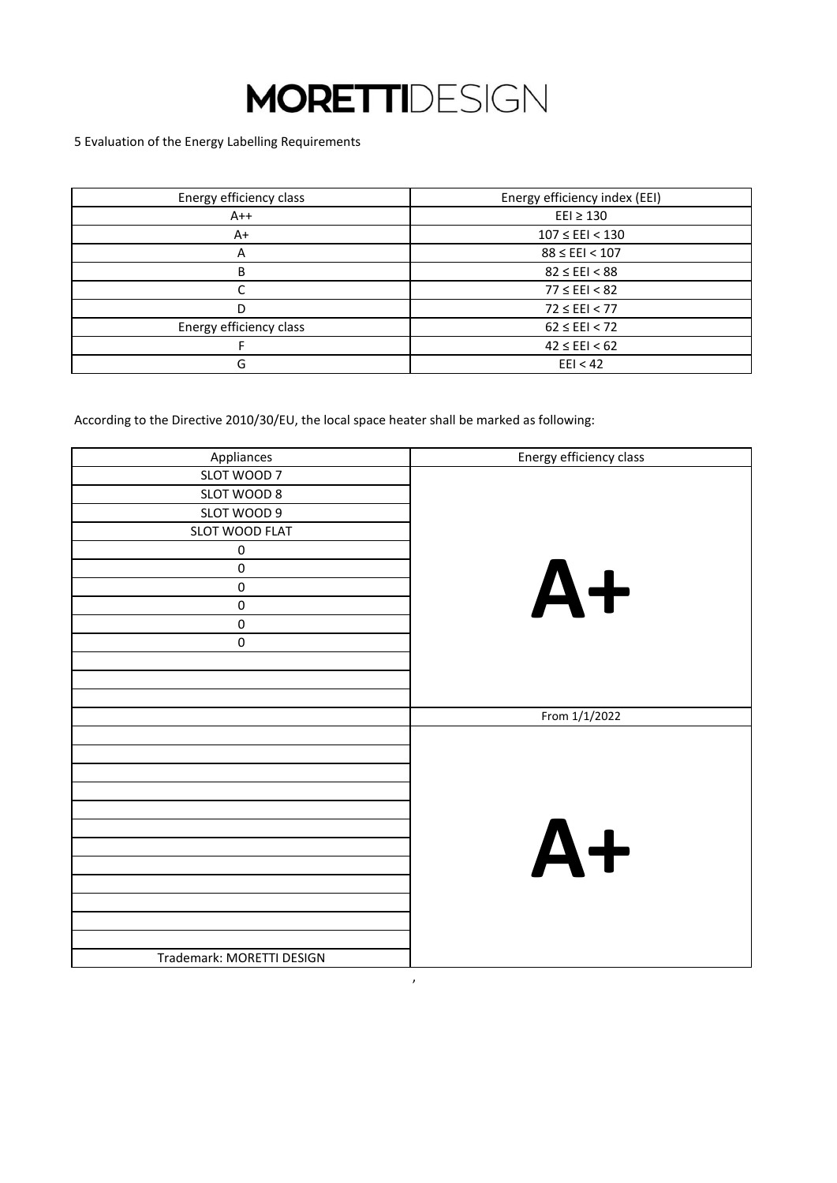# MORETTIDESIGN

5 Evaluation of the Energy Labelling Requirements

| Energy efficiency class | Energy efficiency index (EEI) |
|---|---|
| A++ | EEI ≥ 130 |
| A+ | 107 ≤ EEI < 130 |
| A | 88 ≤ EEI < 107 |
| B | 82 ≤ EEI < 88 |
| C | 77 ≤ EEI < 82 |
| D | 72 ≤ EEI < 77 |
| Energy efficiency class | 62 ≤ EEI < 72 |
| F | 42 ≤ EEI < 62 |
| G | EEI < 42 |

According to the Directive 2010/30/EU, the local space heater shall be marked as following:

| Appliances | Energy efficiency class |
|---|---|
| SLOT WOOD 7 | **A+** |
| SLOT WOOD 8 | |
| SLOT WOOD 9 | |
| SLOT WOOD FLAT | |
| 0 | |
| 0 | |
| 0 | |
| 0 | |
| 0 | |
| 0 | |
| | |
| | |
| | |
| | From 1/1/2022 |
| | **A+** |
| | |
| | |
| | |
| | |
| | |
| | |
| | |
| | |
| | |
| | |
| | |
| Trademark: MORETTI DESIGN | |

,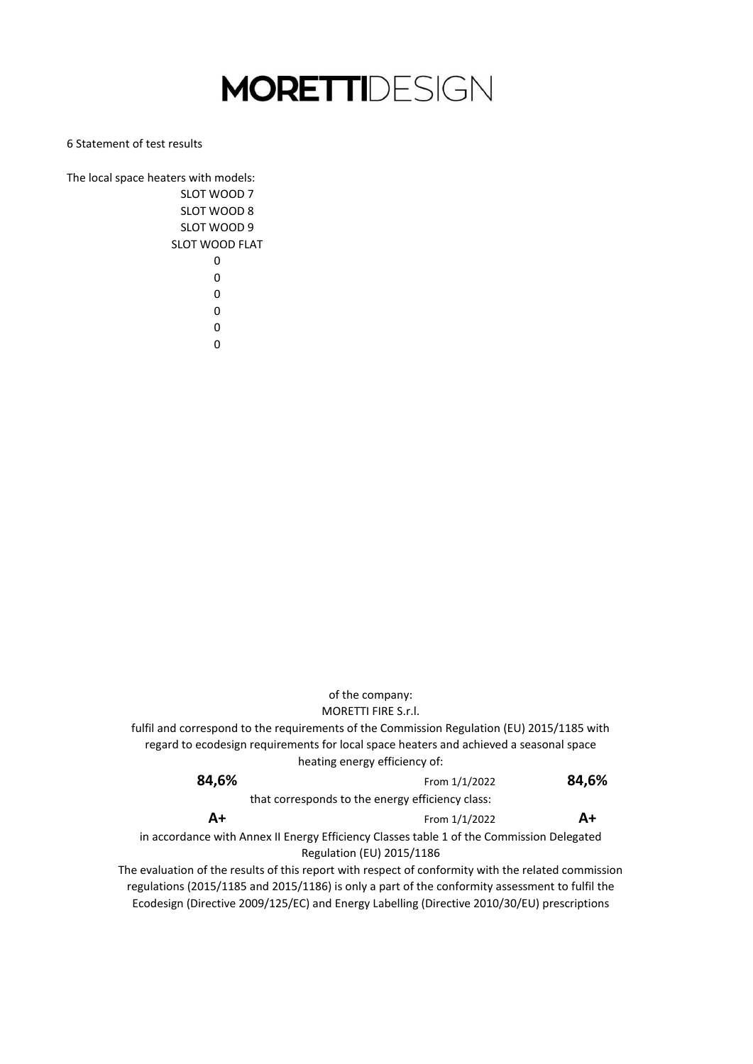# MORETTIDESIGN

6 Statement of test results

The local space heaters with models:

SLOT WOOD 7
SLOT WOOD 8
SLOT WOOD 9
SLOT WOOD FLAT
0
0
0
0
0
0

of the company:
MORETTI FIRE S.r.l.

fulfil and correspond to the requirements of the Commission Regulation (EU) 2015/1185 with regard to ecodesign requirements for local space heaters and achieved a seasonal space heating energy efficiency of:

| **84,6%** | From 1/1/2022 | **84,6%** |
|---|---|---|

that corresponds to the energy efficiency class:

| **A+** | From 1/1/2022 | **A+** |
|---|---|---|

in accordance with Annex II Energy Efficiency Classes table 1 of the Commission Delegated Regulation (EU) 2015/1186

The evaluation of the results of this report with respect of conformity with the related commission regulations (2015/1185 and 2015/1186) is only a part of the conformity assessment to fulfil the Ecodesign (Directive 2009/125/EC) and Energy Labelling (Directive 2010/30/EU) prescriptions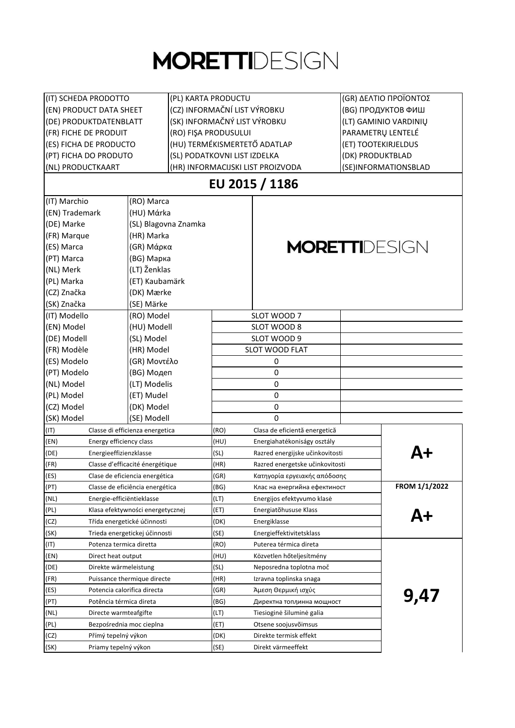# MORETTIDESIGN

| (IT) SCHEDA PRODOTTO | (PL) KARTA PRODUCTU | (GR) ΔΕΛΤΙΟ ΠΡΟΪΟΝΤΟΣ |
|---|---|---|
| (EN) PRODUCT DATA SHEET | (CZ) INFORMAČNÍ LIST VÝROBKU | (BG) ПРОДУКТОВ ФИШ |
| (DE) PRODUKTDATENBLATT | (SK) INFORMAČNÝ LIST VÝROBKU | (LT) GAMINIO VARDINIŲ PARAMETRŲ LENTELĖ |
| (FR) FICHE DE PRODUIT | (RO) FIŞA PRODUSULUI | (ET) TOOTEKIRJELDUS |
| (ES) FICHA DE PRODUCTO | (HU) TERMÉKISMERTETŐ ADATLAP | (DK) PRODUKTBLAD |
| (PT) FICHA DO PRODUTO | (SL) PODATKOVNI LIST IZDELKA | (SE)INFORMATIONSBLAD |
| (NL) PRODUCTKAART | (HR) INFORMACIJSKI LIST PROIZVODA | |

## EU 2015 / 1186

| | | | |
|---|---|---|---|
| (IT) Marchio | (RO) Marca | MORETTIDESIGN | |
| (EN) Trademark | (HU) Mάrka | | |
| (DE) Marke | (SL) Blagovna Znamka | | |
| (FR) Marque | (HR) Marka | | |
| (ES) Marca | (GR) Μάρκα | | |
| (PT) Marca | (BG) Марка | | |
| (NL) Merk | (LT) Ženklas | | |
| (PL) Marka | (ET) Kaubamärk | | |
| (CZ) Značka | (DK) Mærke | | |
| (SK) Značka | (SE) Märke | | |
| (IT) Modello | (RO) Model | SLOT WOOD 7 | |
| (EN) Model | (HU) Modell | SLOT WOOD 8 | |
| (DE) Modell | (SL) Model | SLOT WOOD 9 | |
| (FR) Modèle | (HR) Model | SLOT WOOD FLAT | |
| (ES) Modelo | (GR) Μοντέλο | 0 | |
| (PT) Modelo | (BG) Модеп | 0 | |
| (NL) Model | (LT) Modelis | 0 | |
| (PL) Model | (ET) Mudel | 0 | |
| (CZ) Model | (DK) Model | 0 | |
| (SK) Model | (SE) Modell | 0 | |

| | | | | |
|---|---|---|---|---|
| (IT) | Classe di efficienza energetica | (RO) | Clasa de eficientă energetică | **A+** |
| (EN) | Energy efficiency class | (HU) | Energiahatékonyság osztály | |
| (DE) | Energieeffizienzklasse | (SL) | Razred energijske učinkovitosti | |
| (FR) | Classe d'efficacité énergétique | (HR) | Razred energetske učinkovitosti | |
| (ES) | Clase de eficiencia energética | (GR) | Κατηγορία εργειακής απόδοσης | |
| (PT) | Classe de eficiência energética | (BG) | Клас на енергийна ефективност | **FROM 1/1/2022** |
| (NL) | Energie-efficiëntieklasse | (LT) | Energijos efektyvumo klasė | **A+** |
| (PL) | Klasa efektywności energetycznej | (ET) | Energiatõhususe Klass | |
| (CZ) | Třída energetické účinnosti | (DK) | Energiklasse | |
| (SK) | Trieda energetickej účinnosti | (SE) | Energieffektivitetsklass | |
| (IT) | Potenza termica diretta | (RO) | Puterea térmica direta | **9,47** |
| (EN) | Direct heat output | (HU) | Közvetlen hőteljesítmény | |
| (DE) | Direkte wärmeleistung | (SL) | Neposredna toplotna moč | |
| (FR) | Puissance thermique directe | (HR) | Izravna toplinska snaga | |
| (ES) | Potencia calorifica directa | (GR) | Άμεση Θερμική ισχύς | |
| (PT) | Potência térmica direta | (BG) | Директна топлинна мощност | |
| (NL) | Directe warmteafgifte | (LT) | Tiesioginė šiluminė galia | |
| (PL) | Bezpośrednia moc cieplna | (ET) | Otsene soojusvõimsus | |
| (CZ) | Přímý tepelný výkon | (DK) | Direkte termisk effekt | |
| (SK) | Priamy tepelný výkon | (SE) | Direkt värmeeffekt | |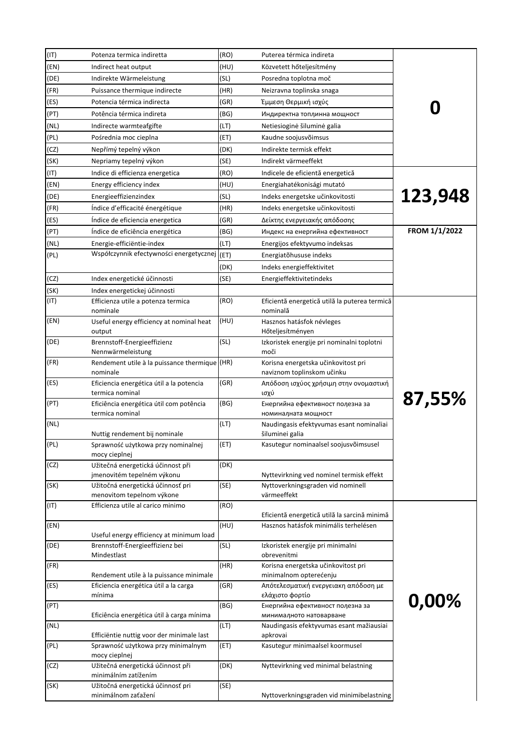| | | | | |
|---|---|---|---|---|
| (IT) | Potenza termica indiretta | (RO) | Puterea térmica indireta | **0** |
| (EN) | Indirect heat output | (HU) | Közvetett hőteljesítmény | |
| (DE) | Indirekte Wärmeleistung | (SL) | Posredna toplotna moč | |
| (FR) | Puissance thermique indirecte | (HR) | Neizravna toplinska snaga | |
| (ES) | Potencia térmica indirecta | (GR) | Έμμεση Θερμική ισχύς | |
| (PT) | Potência térmica indireta | (BG) | Индиректна топлинна мощност | |
| (NL) | Indirecte warmteafgifte | (LT) | Netiesioginė šiluminė galia | |
| (PL) | Pośrednia moc cieplna | (ET) | Kaudne soojusvõimsus | |
| (CZ) | Nepřímý tepelný výkon | (DK) | Indirekte termisk effekt | |
| (SK) | Nepriamy tepelný výkon | (SE) | Indirekt värmeeffekt | |
| (IT) | Indice di efficienza energetica | (RO) | Indicele de eficientă energetică | **123,948** |
| (EN) | Energy efficiency index | (HU) | Energiahatékonisági mutató | |
| (DE) | Energieeffizienzindex | (SL) | Indeks energetske učinkovitosti | |
| (FR) | Índice d'efficacité énérgétique | (HR) | Indeks energetske učinkovitosti | |
| (ES) | Índice de eficiencia energetica | (GR) | Δείκτης ενεργειακής απόδοσης | |
| (PT) | Índice de eficiência energética | (BG) | Индекс на енергийна ефективност | **FROM 1/1/2022** |
| (NL) | Energie-efficiëntie-index | (LT) | Energijos efektyvumo indeksas | |
| (PL) | Współczynnik efectywności energetycznej | (ET) | Energiatõhususe indeks | |
| | | (DK) | Indeks energieffektivitet | |
| (CZ) | Index energetické účinnosti | (SE) | Energieffektivitetindeks | |
| (SK) | Index energetickej účinnosti | | | |
| (IT) | Efficienza utile a potenza termica nominale | (RO) | Eficientă energetică utilă la puterea termică nominală | **87,55%** |
| (EN) | Useful energy efficiency at nominal heat output | (HU) | Hasznos hatásfok névleges Hőteljesítményen | |
| (DE) | Brennstoff-Energieeffizienz Nennwärmeleistung | (SL) | Izkoristek energije pri nominalni toplotni moči | |
| (FR) | Rendement utile à la puissance thermique nominale | (HR) | Korisna energetska učinkovitost pri naviznom toplinskom učinku | |
| (ES) | Eficiencia energética útil a la potencia termica nominal | (GR) | Απόδοση ισχύος χρήσιμη στην ονομαστική ισχύ | |
| (PT) | Eficiência energética útil com potência termica nominal | (BG) | Енергийна ефективност полезна за номиналната мощност | |
| (NL) | Nuttig rendement bij nominale | (LT) | Naudingasis efektyvumas esant nominaliai šiluminei galia | |
| (PL) | Sprawność użytkowa przy nominalnej mocy cieplnej | (ET) | Kasutegur nominaalsel soojusvõimsusel | |
| (CZ) | Užitečná energetická účinnost při jmenovitém tepelném výkonu | (DK) | Nyttevirkning ved nominel termisk effekt | |
| (SK) | Užitočná energetická účinnosť pri menovitom tepelnom výkone | (SE) | Nyttoverkningsgraden vid nominell värmeeffekt | |
| (IT) | Efficienza utile al carico minimo | (RO) | Eficientă energetică utilă la sarcină minimă | **0,00%** |
| (EN) | Useful energy efficiency at minimum load | (HU) | Hasznos hatásfok minimális terhelésen | |
| (DE) | Brennstoff-Energieeffizienz bei Mindestlast | (SL) | Izkoristek energije pri minimalni obrevenitmi | |
| (FR) | Rendement utile à la puissance minimale | (HR) | Korisna energetska učinkovitost pri minimalnom opterećenju | |
| (ES) | Eficiencia energética útil a la carga mínima | (GR) | Απότελεσματική ενεργειακη απόδοση με ελάχιστο φορτίο | |
| (PT) | Eficiência energética útil à carga mínima | (BG) | Енергийна ефективност полезна за минималното натоварване | |
| (NL) | Efficiëntie nuttig voor der minimale last | (LT) | Naudingasis efektyvumas esant mažiausiai apkrovai | |
| (PL) | Sprawność użytkowa przy minimalnym mocy cieplnej | (ET) | Kasutegur minimaalsel koormusel | |
| (CZ) | Užitečná energetická účinnost při minimálním zatížením | (DK) | Nyttevirkning ved minimal belastning | |
| (SK) | Užitočná energetická účinnosť pri minimálnom zaťažení | (SE) | Nyttoverkningsgraden vid minimibelastning | |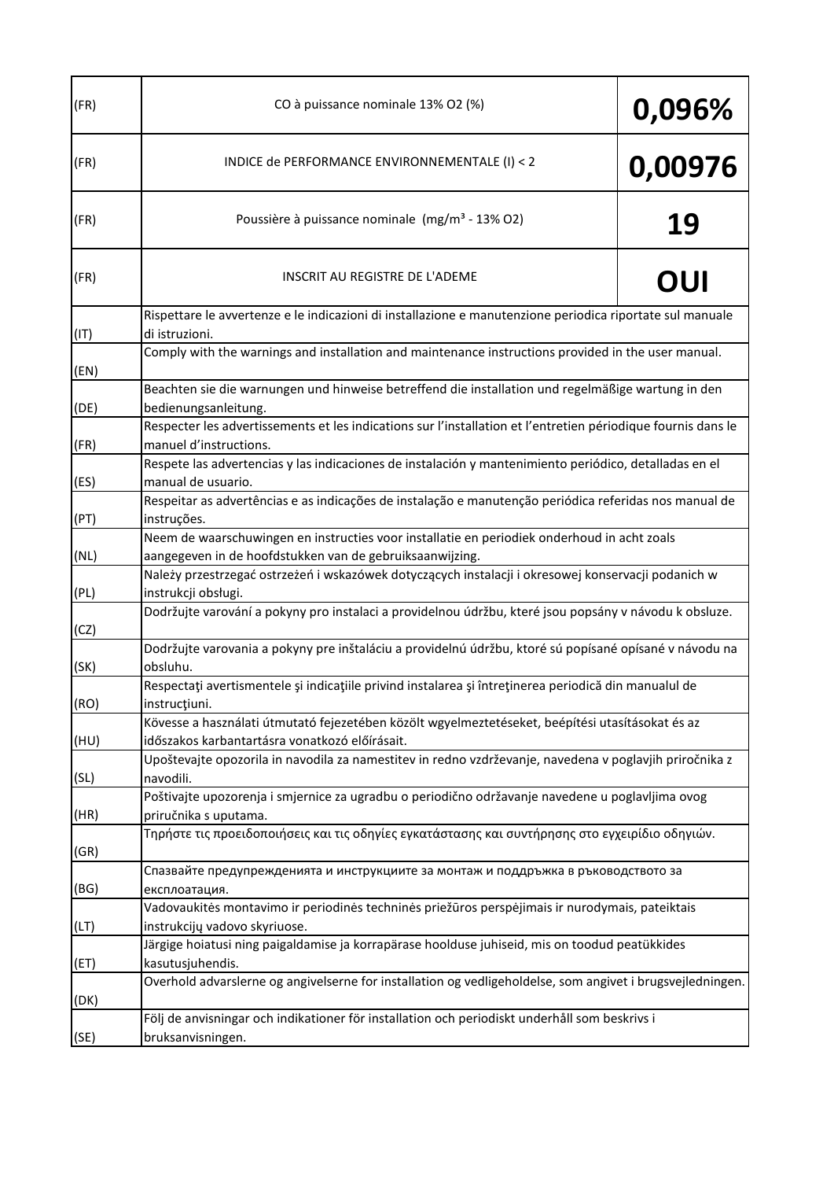| | | |
|---|---|---|
| (FR) | CO à puissance nominale 13% O2 (%) | **0,096%** |
| (FR) | INDICE de PERFORMANCE ENVIRONNEMENTALE (I) < 2 | **0,00976** |
| (FR) | Poussière à puissance nominale (mg/m³ - 13% O2) | **19** |
| (FR) | INSCRIT AU REGISTRE DE L'ADEME | **OUI** |
| (IT) | Rispettare le avvertenze e le indicazioni di installazione e manutenzione periodica riportate sul manuale di istruzioni. | |
| (EN) | Comply with the warnings and installation and maintenance instructions provided in the user manual. | |
| (DE) | Beachten sie die warnungen und hinweise betreffend die installation und regelmäßige wartung in den bedienungsanleitung. | |
| (FR) | Respecter les advertissements et les indications sur l'installation et l'entretien périodique fournis dans le manuel d'instructions. | |
| (ES) | Respete las advertencias y las indicaciones de instalación y mantenimiento periódico, detalladas en el manual de usuario. | |
| (PT) | Respeitar as advertências e as indicações de instalação e manutenção periódica referidas nos manual de instruções. | |
| (NL) | Neem de waarschuwingen en instructies voor installatie en periodiek onderhoud in acht zoals aangegeven in de hoofdstukken van de gebruiksaanwijzing. | |
| (PL) | Należy przestrzegać ostrzeżeń i wskazówek dotyczących instalacji i okresowej konservacji podanich w instrukcji obsługi. | |
| (CZ) | Dodržujte varování a pokyny pro instalaci a providelnou údržbu, které jsou popsány v návodu k obsluze. | |
| (SK) | Dodržujte varovania a pokyny pre inštaláciu a providelnú údržbu, ktoré sú popísané opísané v návodu na obsluhu. | |
| (RO) | Respectaţi avertismentele şi indicaţiile privind instalarea şi întreţinerea periodică din manualul de instrucţiuni. | |
| (HU) | Kövesse a használati útmutató fejezetében közölt wgyelmeztetéseket, beépítési utasításokat és az időszakos karbantartásra vonatkozó előírásait. | |
| (SL) | Upoštevajte opozorila in navodila za namestitev in redno vzdrževanje, navedena v poglavjih priročnika z navodili. | |
| (HR) | Poštivajte upozorenja i smjernice za ugradbu o periodično održavanje navedene u poglavljima ovog priručnika s uputama. | |
| (GR) | Τηρήστε τις προειδοποιήσεις και τις οδηγίες εγκατάστασης και συντήρησης στο εγχειρίδιο οδηγιών. | |
| (BG) | Спазвайте предупрежденията и инструкциите за монтаж и поддръжка в ръководството за експлоатация. | |
| (LT) | Vadovaukitės montavimo ir periodinės techninės priežiūros perspėjimais ir nurodymais, pateiktais instrukcijų vadovo skyriuose. | |
| (ET) | Järgige hoiatusi ning paigaldamise ja korrapärase hoolduse juhiseid, mis on toodud peatükkides kasutusjuhendis. | |
| (DK) | Overhold advarslerne og angivelserne for installation og vedligeholdelse, som angivet i brugsvejledningen. | |
| (SE) | Följ de anvisningar och indikationer för installation och periodiskt underhåll som beskrivs i bruksanvisningen. | |